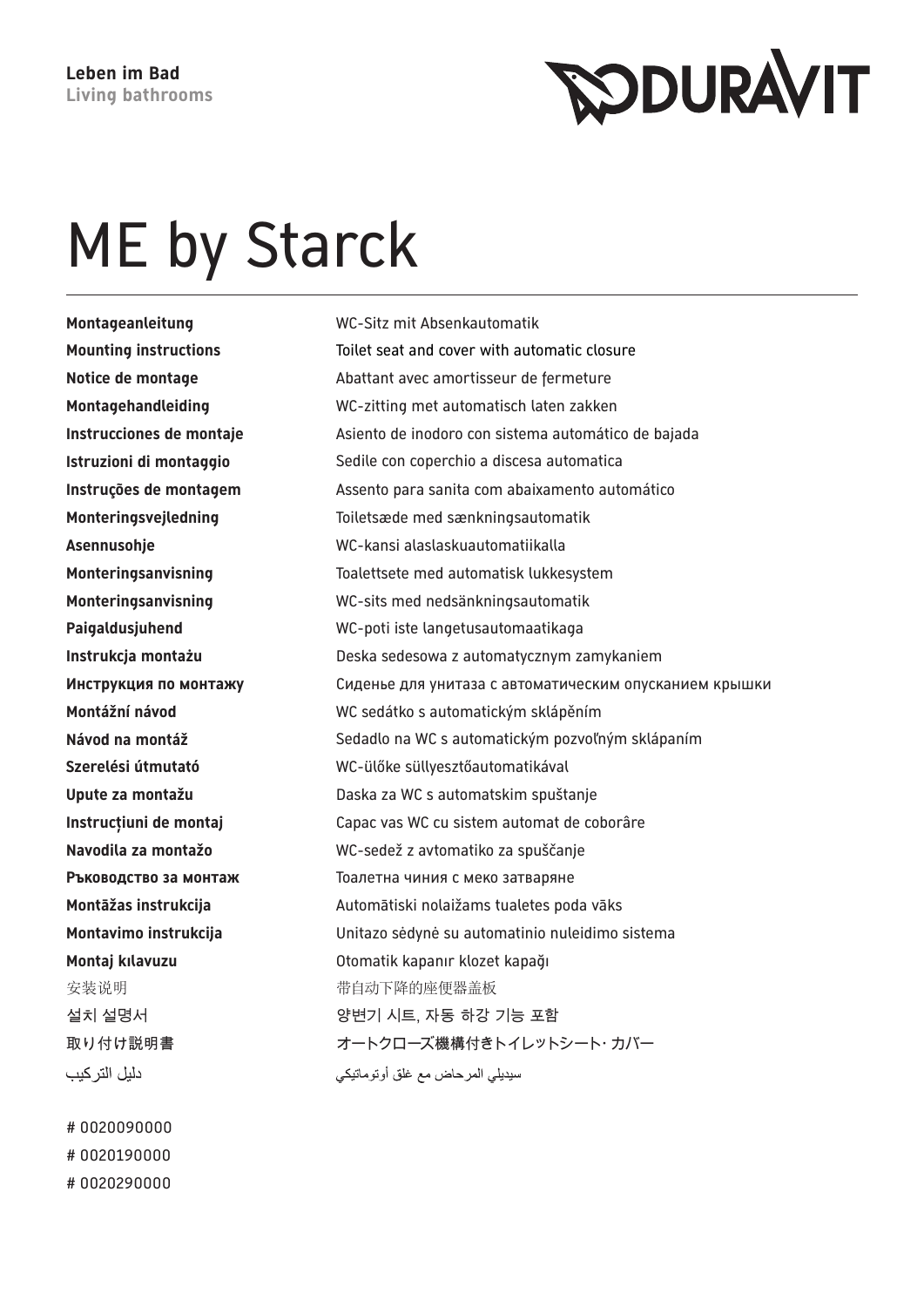**Leben im Bad**
**Living bathrooms**

DURAVIT

# ME by Starck

| | |
|---|---|
| **Montageanleitung** | WC-Sitz mit Absenkautomatik |
| **Mounting instructions** | Toilet seat and cover with automatic closure |
| **Notice de montage** | Abattant avec amortisseur de fermeture |
| **Montagehandleiding** | WC-zitting met automatisch laten zakken |
| **Instrucciones de montaje** | Asiento de inodoro con sistema automático de bajada |
| **Istruzioni di montaggio** | Sedile con coperchio a discesa automatica |
| **Instruções de montagem** | Assento para sanita com abaixamento automático |
| **Monteringsvejledning** | Toiletsæde med sænkningsautomatik |
| **Asennusohje** | WC-kansi alaslaskuautomatiikalla |
| **Monteringsanvisning** | Toalettsete med automatisk lukkesystem |
| **Monteringsanvisning** | WC-sits med nedsänkningsautomatik |
| **Paigaldusjuhend** | WC-poti iste langetusautomaatikaga |
| **Instrukcja montażu** | Deska sedesowa z automatycznym zamykaniem |
| **Инструкция по монтажу** | Сиденье для унитаза с автоматическим опусканием крышки |
| **Montážní návod** | WC sedátko s automatickým sklápěním |
| **Návod na montáž** | Sedadlo na WC s automatickým pozvoľným sklápaním |
| **Szerelési útmutató** | WC-ülőke süllyesztőautomatikával |
| **Upute za montažu** | Daska za WC s automatskim spuštanje |
| **Instrucțiuni de montaj** | Capac vas WC cu sistem automat de coborâre |
| **Navodila za montažo** | WC-sedež z avtomatiko za spuščanje |
| **Ръководство за монтаж** | Тоалетна чиния с меко затваряне |
| **Montāžas instrukcija** | Automātiski nolaižams tualetes poda vāks |
| **Montavimo instrukcija** | Unitazo sėdynė su automatinio nuleidimo sistema |
| **Montaj kılavuzu** | Otomatik kapanır klozet kapağı |
| 安装说明 | 带自动下降的座便器盖板 |
| 설치 설명서 | 양변기 시트, 자동 하강 기능 포함 |
| 取り付け説明書 | オートクローズ機構付きトイレットシート･カバー |
| دليل التركيب | سيديلي المرحاض مع غلق أوتوماتيكي |

\# 0020090000
\# 0020190000
\# 0020290000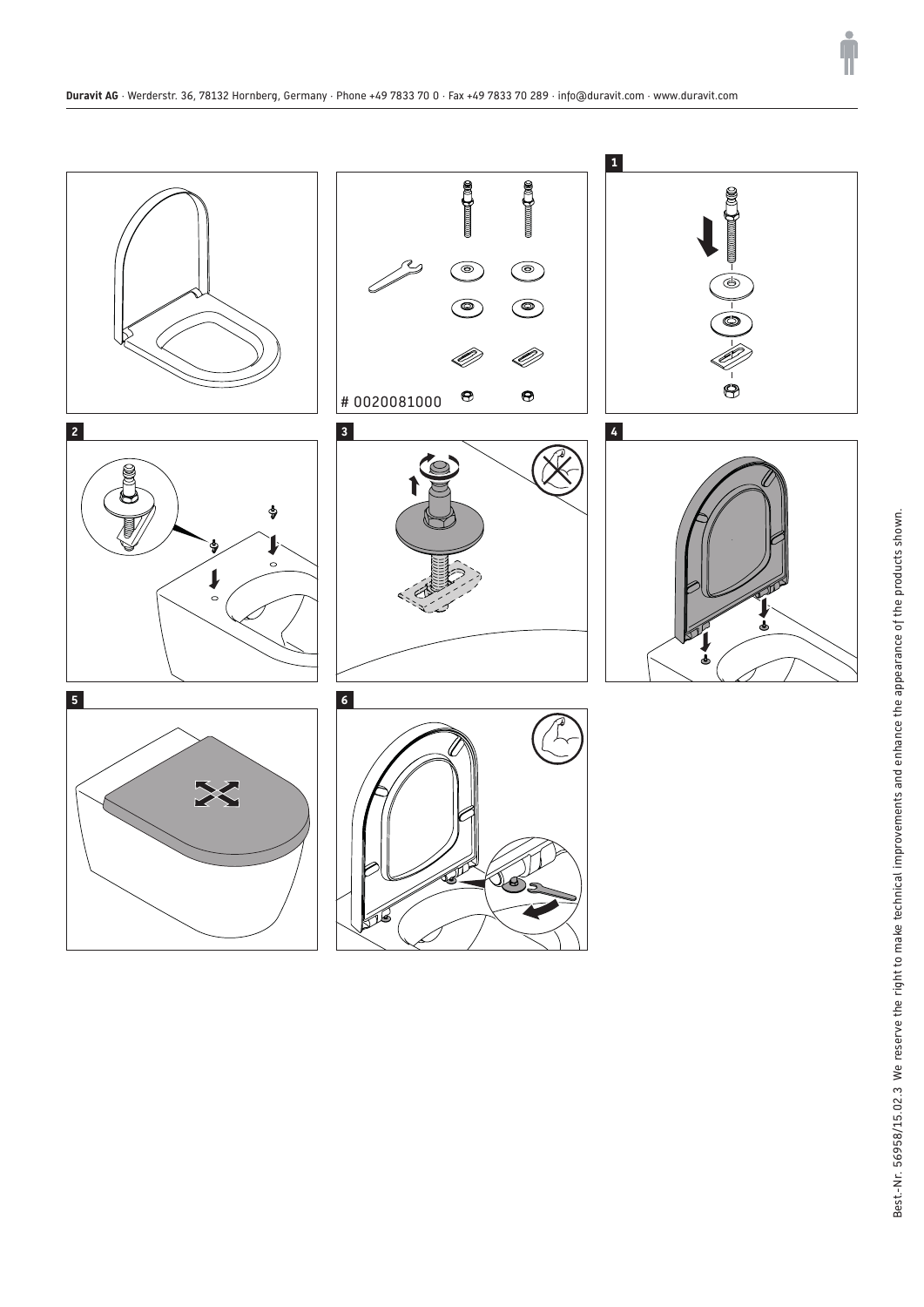**Duravit AG** · Werderstr. 36, 78132 Hornberg, Germany · Phone +49 7833 70 0 · Fax +49 7833 70 289 · info@duravit.com · www.duravit.com

# 0020081000

1

2

3

4

5

6

Best.-Nr. 56958/15.02.3 We reserve the right to make technical improvements and enhance the appearance of the products shown.